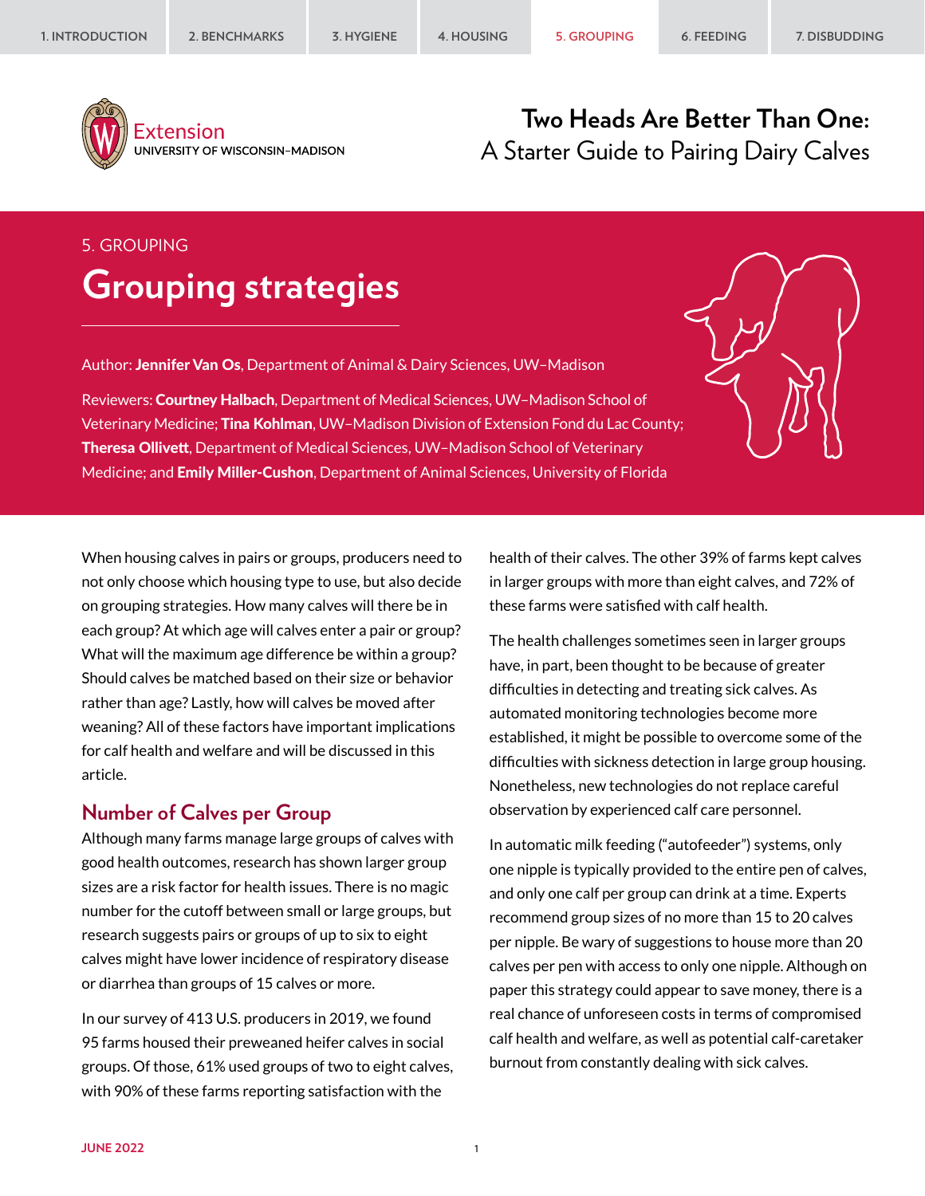**Extension**
UNIVERSITY OF WISCONSIN–MADISON

**Two Heads Are Better Than One:**
A Starter Guide to Pairing Dairy Calves

5. GROUPING

# Grouping strategies

Author: **Jennifer Van Os**, Department of Animal & Dairy Sciences, UW–Madison

Reviewers: **Courtney Halbach**, Department of Medical Sciences, UW–Madison School of Veterinary Medicine; **Tina Kohlman**, UW–Madison Division of Extension Fond du Lac County; **Theresa Ollivett**, Department of Medical Sciences, UW–Madison School of Veterinary Medicine; and **Emily Miller-Cushon**, Department of Animal Sciences, University of Florida

When housing calves in pairs or groups, producers need to not only choose which housing type to use, but also decide on grouping strategies. How many calves will there be in each group? At which age will calves enter a pair or group? What will the maximum age difference be within a group? Should calves be matched based on their size or behavior rather than age? Lastly, how will calves be moved after weaning? All of these factors have important implications for calf health and welfare and will be discussed in this article.

## Number of Calves per Group

Although many farms manage large groups of calves with good health outcomes, research has shown larger group sizes are a risk factor for health issues. There is no magic number for the cutoff between small or large groups, but research suggests pairs or groups of up to six to eight calves might have lower incidence of respiratory disease or diarrhea than groups of 15 calves or more.

In our survey of 413 U.S. producers in 2019, we found 95 farms housed their preweaned heifer calves in social groups. Of those, 61% used groups of two to eight calves, with 90% of these farms reporting satisfaction with the health of their calves. The other 39% of farms kept calves in larger groups with more than eight calves, and 72% of these farms were satisfied with calf health.

The health challenges sometimes seen in larger groups have, in part, been thought to be because of greater difficulties in detecting and treating sick calves. As automated monitoring technologies become more established, it might be possible to overcome some of the difficulties with sickness detection in large group housing. Nonetheless, new technologies do not replace careful observation by experienced calf care personnel.

In automatic milk feeding ("autofeeder") systems, only one nipple is typically provided to the entire pen of calves, and only one calf per group can drink at a time. Experts recommend group sizes of no more than 15 to 20 calves per nipple. Be wary of suggestions to house more than 20 calves per pen with access to only one nipple. Although on paper this strategy could appear to save money, there is a real chance of unforeseen costs in terms of compromised calf health and welfare, as well as potential calf-caretaker burnout from constantly dealing with sick calves.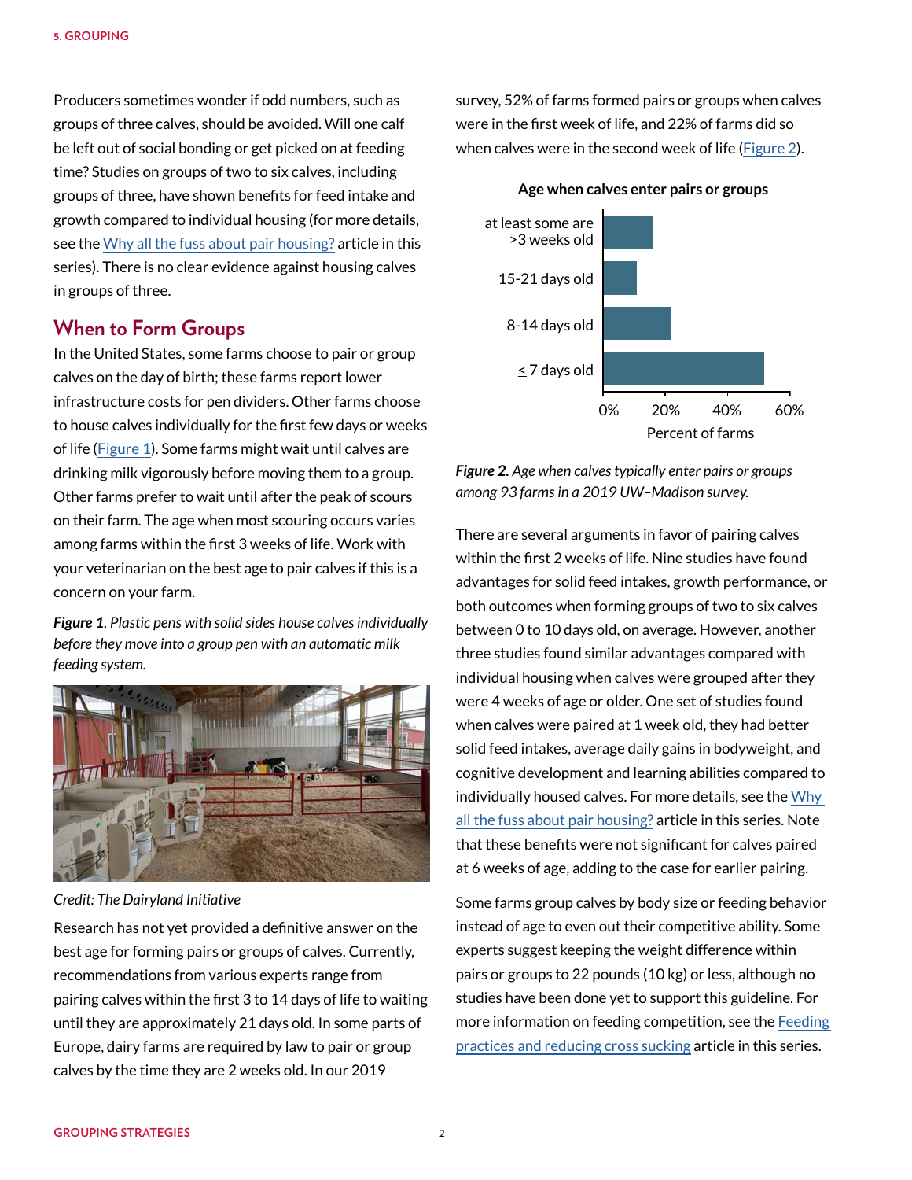Producers sometimes wonder if odd numbers, such as groups of three calves, should be avoided. Will one calf be left out of social bonding or get picked on at feeding time? Studies on groups of two to six calves, including groups of three, have shown benefits for feed intake and growth compared to individual housing (for more details, see the Why all the fuss about pair housing? article in this series). There is no clear evidence against housing calves in groups of three.

## When to Form Groups

In the United States, some farms choose to pair or group calves on the day of birth; these farms report lower infrastructure costs for pen dividers. Other farms choose to house calves individually for the first few days or weeks of life (Figure 1). Some farms might wait until calves are drinking milk vigorously before moving them to a group. Other farms prefer to wait until after the peak of scours on their farm. The age when most scouring occurs varies among farms within the first 3 weeks of life. Work with your veterinarian on the best age to pair calves if this is a concern on your farm.

***Figure 1**. Plastic pens with solid sides house calves individually before they move into a group pen with an automatic milk feeding system.*

*Credit: The Dairyland Initiative*

Research has not yet provided a definitive answer on the best age for forming pairs or groups of calves. Currently, recommendations from various experts range from pairing calves within the first 3 to 14 days of life to waiting until they are approximately 21 days old. In some parts of Europe, dairy farms are required by law to pair or group calves by the time they are 2 weeks old. In our 2019 survey, 52% of farms formed pairs or groups when calves were in the first week of life, and 22% of farms did so when calves were in the second week of life (Figure 2).

**Age when calves enter pairs or groups**

| Age | Percent of farms |
|---|---|
| at least some are >3 weeks old | ~16% |
| 15-21 days old | ~11% |
| 8-14 days old | ~22% |
| ≤ 7 days old | ~52% |

***Figure 2.** Age when calves typically enter pairs or groups among 93 farms in a 2019 UW–Madison survey.*

There are several arguments in favor of pairing calves within the first 2 weeks of life. Nine studies have found advantages for solid feed intakes, growth performance, or both outcomes when forming groups of two to six calves between 0 to 10 days old, on average. However, another three studies found similar advantages compared with individual housing when calves were grouped after they were 4 weeks of age or older. One set of studies found when calves were paired at 1 week old, they had better solid feed intakes, average daily gains in bodyweight, and cognitive development and learning abilities compared to individually housed calves. For more details, see the Why all the fuss about pair housing? article in this series. Note that these benefits were not significant for calves paired at 6 weeks of age, adding to the case for earlier pairing.

Some farms group calves by body size or feeding behavior instead of age to even out their competitive ability. Some experts suggest keeping the weight difference within pairs or groups to 22 pounds (10 kg) or less, although no studies have been done yet to support this guideline. For more information on feeding competition, see the Feeding practices and reducing cross sucking article in this series.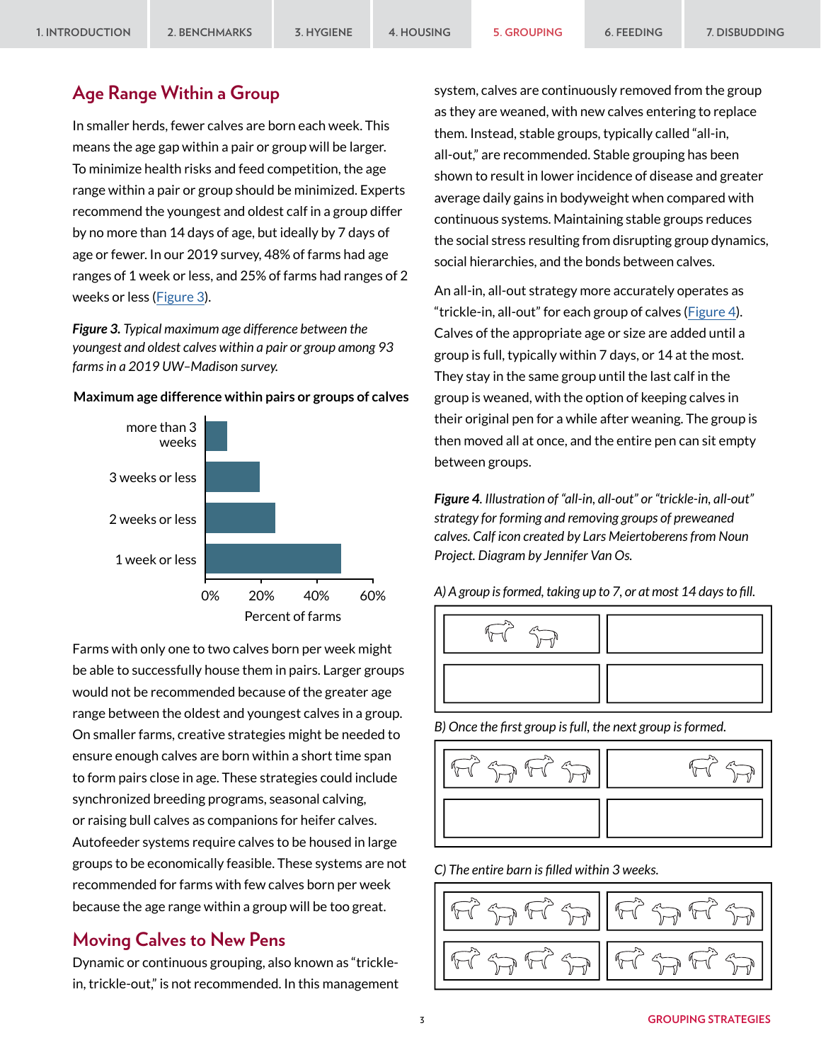## Age Range Within a Group

In smaller herds, fewer calves are born each week. This means the age gap within a pair or group will be larger. To minimize health risks and feed competition, the age range within a pair or group should be minimized. Experts recommend the youngest and oldest calf in a group differ by no more than 14 days of age, but ideally by 7 days of age or fewer. In our 2019 survey, 48% of farms had age ranges of 1 week or less, and 25% of farms had ranges of 2 weeks or less (Figure 3).

***Figure 3.*** *Typical maximum age difference between the youngest and oldest calves within a pair or group among 93 farms in a 2019 UW–Madison survey.*

**Maximum age difference within pairs or groups of calves**

| Maximum age difference | Percent of farms |
|---|---|
| more than 3 weeks | ~8% |
| 3 weeks or less | ~19% |
| 2 weeks or less | 25% |
| 1 week or less | 48% |

Farms with only one to two calves born per week might be able to successfully house them in pairs. Larger groups would not be recommended because of the greater age range between the oldest and youngest calves in a group. On smaller farms, creative strategies might be needed to ensure enough calves are born within a short time span to form pairs close in age. These strategies could include synchronized breeding programs, seasonal calving, or raising bull calves as companions for heifer calves. Autofeeder systems require calves to be housed in large groups to be economically feasible. These systems are not recommended for farms with few calves born per week because the age range within a group will be too great.

## Moving Calves to New Pens

Dynamic or continuous grouping, also known as "trickle-in, trickle-out," is not recommended. In this management system, calves are continuously removed from the group as they are weaned, with new calves entering to replace them. Instead, stable groups, typically called "all-in, all-out," are recommended. Stable grouping has been shown to result in lower incidence of disease and greater average daily gains in bodyweight when compared with continuous systems. Maintaining stable groups reduces the social stress resulting from disrupting group dynamics, social hierarchies, and the bonds between calves.

An all-in, all-out strategy more accurately operates as "trickle-in, all-out" for each group of calves (Figure 4). Calves of the appropriate age or size are added until a group is full, typically within 7 days, or 14 at the most. They stay in the same group until the last calf in the group is weaned, with the option of keeping calves in their original pen for a while after weaning. The group is then moved all at once, and the entire pen can sit empty between groups.

***Figure 4****. Illustration of "all-in, all-out" or "trickle-in, all-out" strategy for forming and removing groups of preweaned calves. Calf icon created by Lars Meiertoberens from Noun Project. Diagram by Jennifer Van Os.*

*A) A group is formed, taking up to 7, or at most 14 days to fill.*

*B) Once the first group is full, the next group is formed.*

*C) The entire barn is filled within 3 weeks.*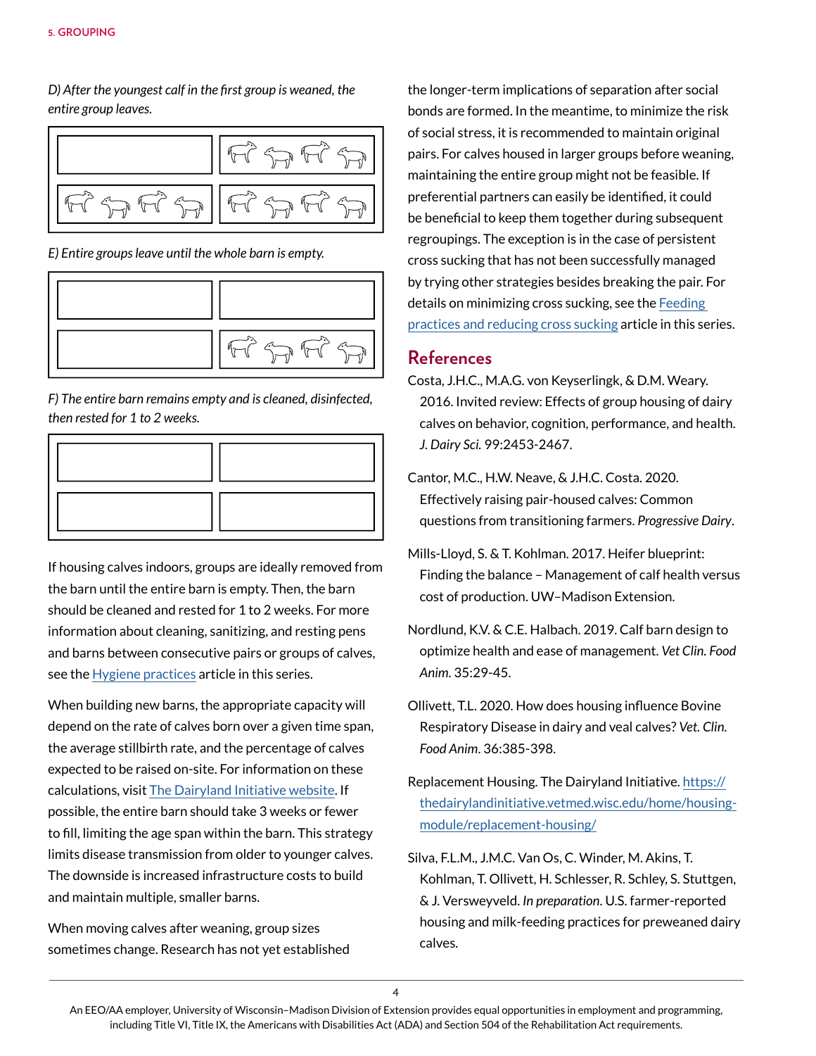*D) After the youngest calf in the first group is weaned, the entire group leaves.*

*E) Entire groups leave until the whole barn is empty.*

*F) The entire barn remains empty and is cleaned, disinfected, then rested for 1 to 2 weeks.*

If housing calves indoors, groups are ideally removed from the barn until the entire barn is empty. Then, the barn should be cleaned and rested for 1 to 2 weeks. For more information about cleaning, sanitizing, and resting pens and barns between consecutive pairs or groups of calves, see the Hygiene practices article in this series.

When building new barns, the appropriate capacity will depend on the rate of calves born over a given time span, the average stillbirth rate, and the percentage of calves expected to be raised on-site. For information on these calculations, visit The Dairyland Initiative website. If possible, the entire barn should take 3 weeks or fewer to fill, limiting the age span within the barn. This strategy limits disease transmission from older to younger calves. The downside is increased infrastructure costs to build and maintain multiple, smaller barns.

When moving calves after weaning, group sizes sometimes change. Research has not yet established the longer-term implications of separation after social bonds are formed. In the meantime, to minimize the risk of social stress, it is recommended to maintain original pairs. For calves housed in larger groups before weaning, maintaining the entire group might not be feasible. If preferential partners can easily be identified, it could be beneficial to keep them together during subsequent regroupings. The exception is in the case of persistent cross sucking that has not been successfully managed by trying other strategies besides breaking the pair. For details on minimizing cross sucking, see the Feeding practices and reducing cross sucking article in this series.

## References

Costa, J.H.C., M.A.G. von Keyserlingk, & D.M. Weary. 2016. Invited review: Effects of group housing of dairy calves on behavior, cognition, performance, and health. *J. Dairy Sci.* 99:2453-2467.

Cantor, M.C., H.W. Neave, & J.H.C. Costa. 2020. Effectively raising pair-housed calves: Common questions from transitioning farmers. *Progressive Dairy*.

Mills-Lloyd, S. & T. Kohlman. 2017. Heifer blueprint: Finding the balance – Management of calf health versus cost of production. UW–Madison Extension.

Nordlund, K.V. & C.E. Halbach. 2019. Calf barn design to optimize health and ease of management. *Vet Clin. Food Anim.* 35:29-45.

Ollivett, T.L. 2020. How does housing influence Bovine Respiratory Disease in dairy and veal calves? *Vet. Clin. Food Anim.* 36:385-398.

Replacement Housing. The Dairyland Initiative. https://thedairylandinitiative.vetmed.wisc.edu/home/housing-module/replacement-housing/

Silva, F.L.M., J.M.C. Van Os, C. Winder, M. Akins, T. Kohlman, T. Ollivett, H. Schlesser, R. Schley, S. Stuttgen, & J. Versweyveld. *In preparation*. U.S. farmer-reported housing and milk-feeding practices for preweaned dairy calves.

An EEO/AA employer, University of Wisconsin–Madison Division of Extension provides equal opportunities in employment and programming, including Title VI, Title IX, the Americans with Disabilities Act (ADA) and Section 504 of the Rehabilitation Act requirements.